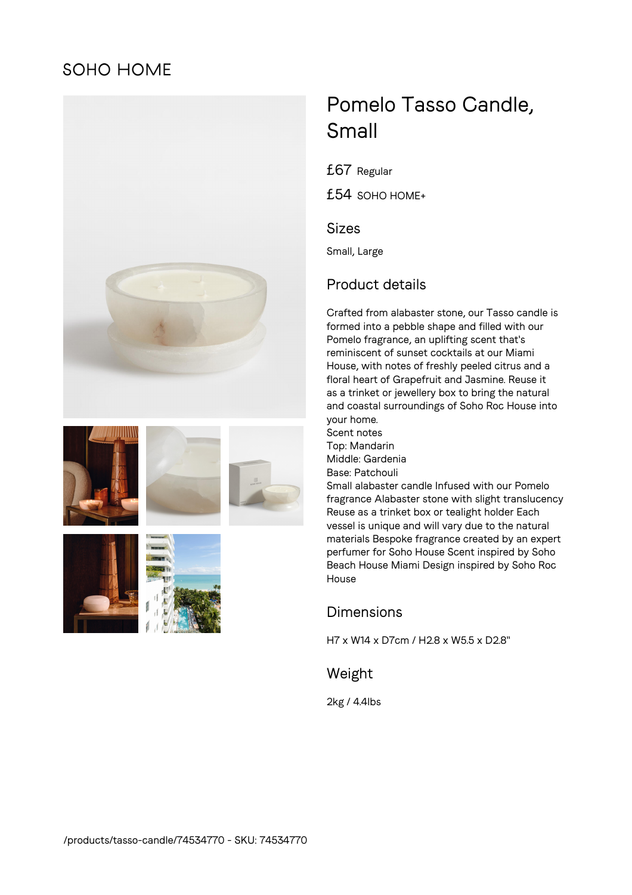SOHO HOME

# Pomelo Tasso Candle, Small

£67 Regular

£54 SOHO HOME+

## Sizes

Small, Large

## Product details

Crafted from alabaster stone, our Tasso candle is formed into a pebble shape and filled with our Pomelo fragrance, an uplifting scent that's reminiscent of sunset cocktails at our Miami House, with notes of freshly peeled citrus and a floral heart of Grapefruit and Jasmine. Reuse it as a trinket or jewellery box to bring the natural and coastal surroundings of Soho Roc House into your home.
Scent notes
Top: Mandarin
Middle: Gardenia
Base: Patchouli
Small alabaster candle Infused with our Pomelo fragrance Alabaster stone with slight translucency Reuse as a trinket box or tealight holder Each vessel is unique and will vary due to the natural materials Bespoke fragrance created by an expert perfumer for Soho House Scent inspired by Soho Beach House Miami Design inspired by Soho Roc House

## Dimensions

H7 x W14 x D7cm / H2.8 x W5.5 x D2.8"

## Weight

2kg / 4.4lbs

/products/tasso-candle/74534770 - SKU: 74534770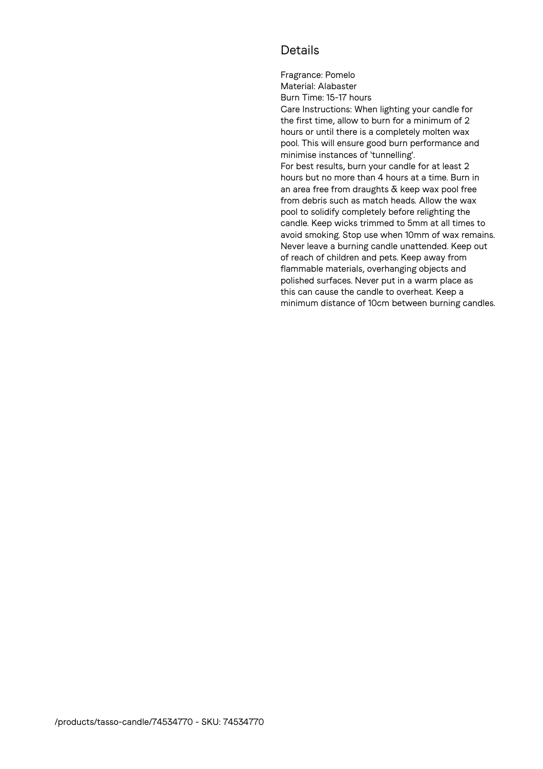## Details

Fragrance: Pomelo
Material: Alabaster
Burn Time: 15-17 hours
Care Instructions: When lighting your candle for the first time, allow to burn for a minimum of 2 hours or until there is a completely molten wax pool. This will ensure good burn performance and minimise instances of 'tunnelling'.
For best results, burn your candle for at least 2 hours but no more than 4 hours at a time. Burn in an area free from draughts & keep wax pool free from debris such as match heads. Allow the wax pool to solidify completely before relighting the candle. Keep wicks trimmed to 5mm at all times to avoid smoking. Stop use when 10mm of wax remains. Never leave a burning candle unattended. Keep out of reach of children and pets. Keep away from flammable materials, overhanging objects and polished surfaces. Never put in a warm place as this can cause the candle to overheat. Keep a minimum distance of 10cm between burning candles.

/products/tasso-candle/74534770 - SKU: 74534770